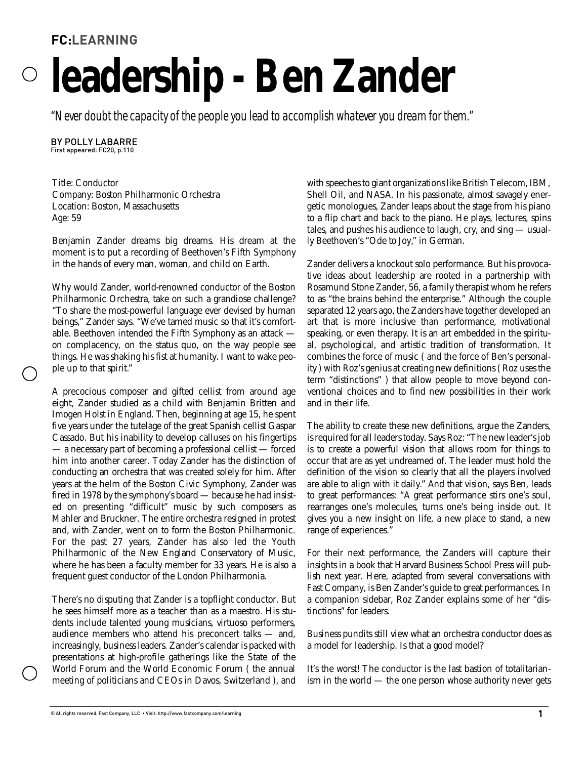**FC:LEARNING**

# leadership - Ben Zander

*"Never doubt the capacity of the people you lead to accomplish whatever you dream for them."*

BY POLLY LABARRE
First appeared: FC20, p.110

Title: Conductor
Company: Boston Philharmonic Orchestra
Location: Boston, Massachusetts
Age: 59

Benjamin Zander dreams big dreams. His dream at the moment is to put a recording of Beethoven's Fifth Symphony in the hands of every man, woman, and child on Earth.

Why would Zander, world-renowned conductor of the Boston Philharmonic Orchestra, take on such a grandiose challenge? "To share the most-powerful language ever devised by human beings," Zander says. "We've tamed music so that it's comfortable. Beethoven intended the Fifth Symphony as an attack — on complacency, on the status quo, on the way people see things. He was shaking his fist at humanity. I want to wake people up to that spirit."

A precocious composer and gifted cellist from around age eight, Zander studied as a child with Benjamin Britten and Imogen Holst in England. Then, beginning at age 15, he spent five years under the tutelage of the great Spanish cellist Gaspar Cassado. But his inability to develop calluses on his fingertips — a necessary part of becoming a professional cellist — forced him into another career. Today Zander has the distinction of conducting an orchestra that was created solely for him. After years at the helm of the Boston Civic Symphony, Zander was fired in 1978 by the symphony's board — because he had insisted on presenting "difficult" music by such composers as Mahler and Bruckner. The entire orchestra resigned in protest and, with Zander, went on to form the Boston Philharmonic. For the past 27 years, Zander has also led the Youth Philharmonic of the New England Conservatory of Music, where he has been a faculty member for 33 years. He is also a frequent guest conductor of the London Philharmonia.

There's no disputing that Zander is a topflight conductor. But he sees himself more as a teacher than as a maestro. His students include talented young musicians, virtuoso performers, audience members who attend his preconcert talks — and, increasingly, business leaders. Zander's calendar is packed with presentations at high-profile gatherings like the State of the World Forum and the World Economic Forum ( the annual meeting of politicians and CEOs in Davos, Switzerland ), and with speeches to giant organizations like British Telecom, IBM, Shell Oil, and NASA. In his passionate, almost savagely energetic monologues, Zander leaps about the stage from his piano to a flip chart and back to the piano. He plays, lectures, spins tales, and pushes his audience to laugh, cry, and sing — usually Beethoven's "Ode to Joy," in German.

Zander delivers a knockout solo performance. But his provocative ideas about leadership are rooted in a partnership with Rosamund Stone Zander, 56, a family therapist whom he refers to as "the brains behind the enterprise." Although the couple separated 12 years ago, the Zanders have together developed an art that is more inclusive than performance, motivational speaking, or even therapy. It is an art embedded in the spiritual, psychological, and artistic tradition of transformation. It combines the force of music ( and the force of Ben's personality ) with Roz's genius at creating new definitions ( Roz uses the term "distinctions" ) that allow people to move beyond conventional choices and to find new possibilities in their work and in their life.

The ability to create these new definitions, argue the Zanders, is required for all leaders today. Says Roz: "The new leader's job is to create a powerful vision that allows room for things to occur that are as yet undreamed of. The leader must hold the definition of the vision so clearly that all the players involved are able to align with it daily." And that vision, says Ben, leads to great performances: "A great performance stirs one's soul, rearranges one's molecules, turns one's being inside out. It gives you a new insight on life, a new place to stand, a new range of experiences."

For their next performance, the Zanders will capture their insights in a book that Harvard Business School Press will publish next year. Here, adapted from several conversations with Fast Company, is Ben Zander's guide to great performances. In a companion sidebar, Roz Zander explains some of her "distinctions" for leaders.

Business pundits still view what an orchestra conductor does as a model for leadership. Is that a good model?

It's the worst! The conductor is the last bastion of totalitarianism in the world — the one person whose authority never gets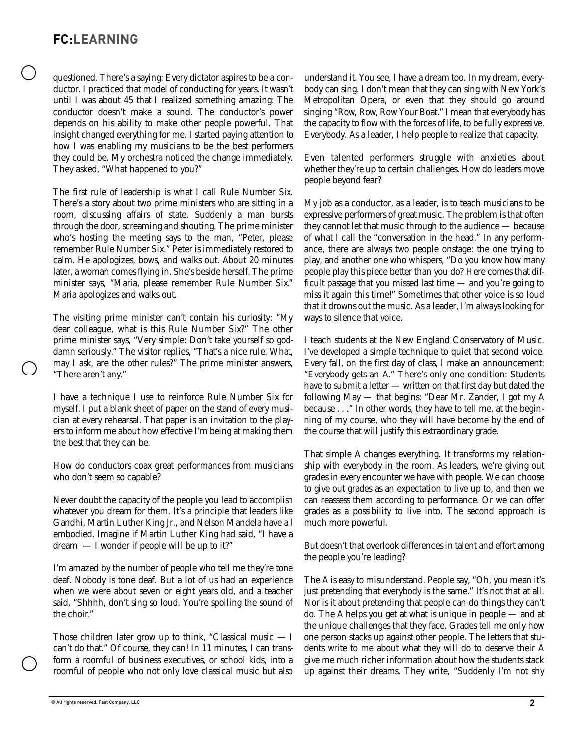questioned. There's a saying: Every dictator aspires to be a conductor. I practiced that model of conducting for years. It wasn't until I was about 45 that I realized something amazing: The conductor doesn't make a sound. The conductor's power depends on his ability to make other people powerful. That insight changed everything for me. I started paying attention to how I was enabling my musicians to be the best performers they could be. My orchestra noticed the change immediately. They asked, "What happened to you?"

The first rule of leadership is what I call Rule Number Six. There's a story about two prime ministers who are sitting in a room, discussing affairs of state. Suddenly a man bursts through the door, screaming and shouting. The prime minister who's hosting the meeting says to the man, "Peter, please remember Rule Number Six." Peter is immediately restored to calm. He apologizes, bows, and walks out. About 20 minutes later, a woman comes flying in. She's beside herself. The prime minister says, "Maria, please remember Rule Number Six." Maria apologizes and walks out.

The visiting prime minister can't contain his curiosity: "My dear colleague, what is this Rule Number Six?" The other prime minister says, "Very simple: Don't take yourself so goddamn seriously." The visitor replies, "That's a nice rule. What, may I ask, are the other rules?" The prime minister answers, "There aren't any."

I have a technique I use to reinforce Rule Number Six for myself. I put a blank sheet of paper on the stand of every musician at every rehearsal. That paper is an invitation to the players to inform me about how effective I'm being at making them the best that they can be.

How do conductors coax great performances from musicians who don't seem so capable?

Never doubt the capacity of the people you lead to accomplish whatever you dream for them. It's a principle that leaders like Gandhi, Martin Luther King Jr., and Nelson Mandela have all embodied. Imagine if Martin Luther King had said, "I have a dream — I wonder if people will be up to it?"

I'm amazed by the number of people who tell me they're tone deaf. Nobody is tone deaf. But a lot of us had an experience when we were about seven or eight years old, and a teacher said, "Shhhh, don't sing so loud. You're spoiling the sound of the choir."

Those children later grow up to think, "Classical music — I can't do that." Of course, they can! In 11 minutes, I can transform a roomful of business executives, or school kids, into a roomful of people who not only love classical music but also understand it. You see, I have a dream too. In my dream, everybody can sing. I don't mean that they can sing with New York's Metropolitan Opera, or even that they should go around singing "Row, Row, Row Your Boat." I mean that everybody has the capacity to flow with the forces of life, to be fully expressive. Everybody. As a leader, I help people to realize that capacity.

Even talented performers struggle with anxieties about whether they're up to certain challenges. How do leaders move people beyond fear?

My job as a conductor, as a leader, is to teach musicians to be expressive performers of great music. The problem is that often they cannot let that music through to the audience — because of what I call the "conversation in the head." In any performance, there are always two people onstage: the one trying to play, and another one who whispers, "Do you know how many people play this piece better than you do? Here comes that difficult passage that you missed last time — and you're going to miss it again this time!" Sometimes that other voice is so loud that it drowns out the music. As a leader, I'm always looking for ways to silence that voice.

I teach students at the New England Conservatory of Music. I've developed a simple technique to quiet that second voice. Every fall, on the first day of class, I make an announcement: "Everybody gets an A." There's only one condition: Students have to submit a letter — written on that first day but dated the following May — that begins: "Dear Mr. Zander, I got my A because . . ." In other words, they have to tell me, at the beginning of my course, who they will have become by the end of the course that will justify this extraordinary grade.

That simple A changes everything. It transforms my relationship with everybody in the room. As leaders, we're giving out grades in every encounter we have with people. We can choose to give out grades as an expectation to live up to, and then we can reassess them according to performance. Or we can offer grades as a possibility to live into. The second approach is much more powerful.

But doesn't that overlook differences in talent and effort among the people you're leading?

The A is easy to misunderstand. People say, "Oh, you mean it's just pretending that everybody is the same." It's not that at all. Nor is it about pretending that people can do things they can't do. The A helps you get at what is unique in people — and at the unique challenges that they face. Grades tell me only how one person stacks up against other people. The letters that students write to me about what they will do to deserve their A give me much richer information about how the students stack up against their dreams. They write, "Suddenly I'm not shy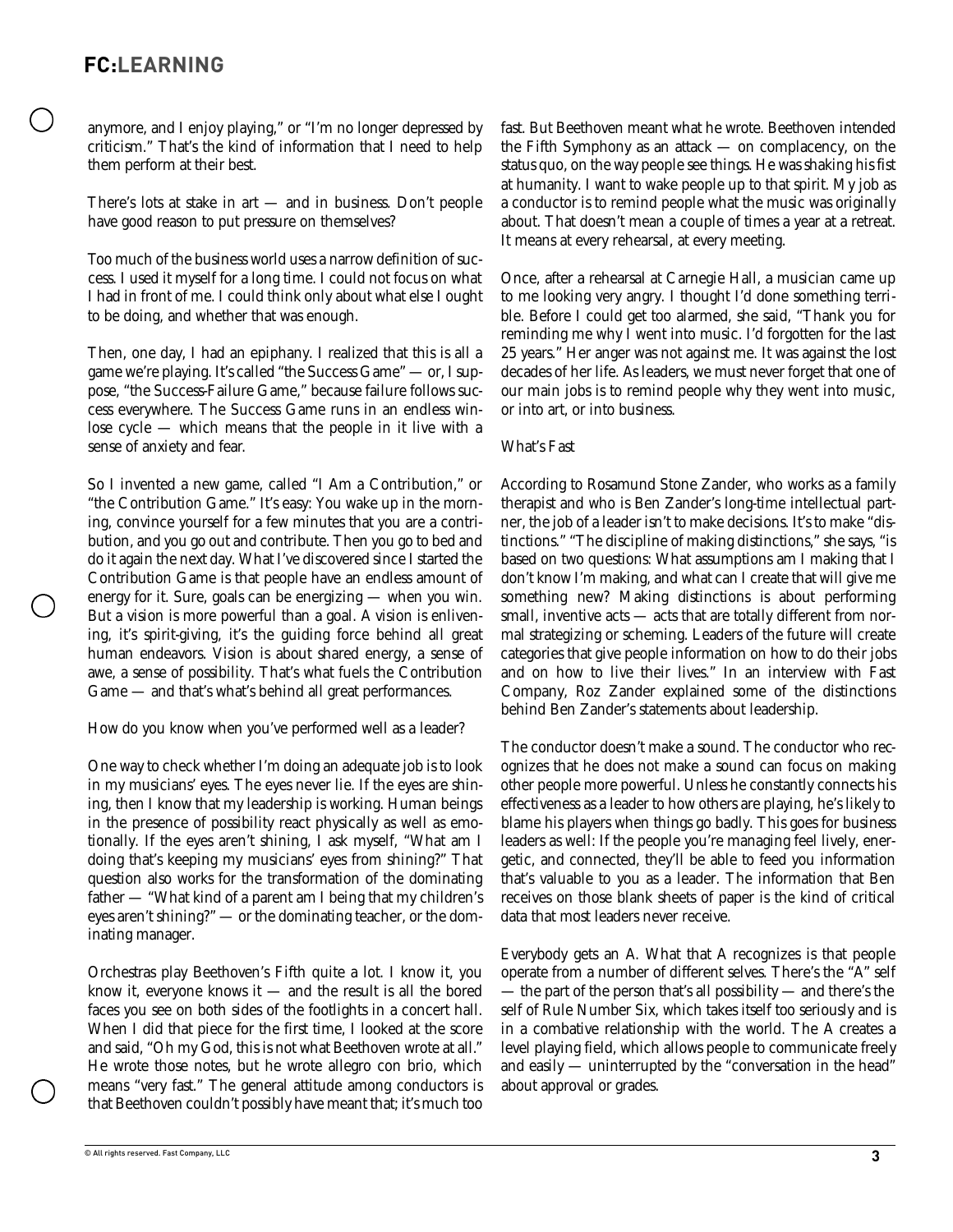anymore, and I enjoy playing," or "I'm no longer depressed by criticism." That's the kind of information that I need to help them perform at their best.

There's lots at stake in art — and in business. Don't people have good reason to put pressure on themselves?

Too much of the business world uses a narrow definition of success. I used it myself for a long time. I could not focus on what I had in front of me. I could think only about what else I ought to be doing, and whether that was enough.

Then, one day, I had an epiphany. I realized that this is all a game we're playing. It's called "the Success Game" — or, I suppose, "the Success-Failure Game," because failure follows success everywhere. The Success Game runs in an endless win-lose cycle — which means that the people in it live with a sense of anxiety and fear.

So I invented a new game, called "I Am a Contribution," or "the Contribution Game." It's easy: You wake up in the morning, convince yourself for a few minutes that you are a contribution, and you go out and contribute. Then you go to bed and do it again the next day. What I've discovered since I started the Contribution Game is that people have an endless amount of energy for it. Sure, goals can be energizing — when you win. But a vision is more powerful than a goal. A vision is enlivening, it's spirit-giving, it's the guiding force behind all great human endeavors. Vision is about shared energy, a sense of awe, a sense of possibility. That's what fuels the Contribution Game — and that's what's behind all great performances.

How do you know when you've performed well as a leader?

One way to check whether I'm doing an adequate job is to look in my musicians' eyes. The eyes never lie. If the eyes are shining, then I know that my leadership is working. Human beings in the presence of possibility react physically as well as emotionally. If the eyes aren't shining, I ask myself, "What am I doing that's keeping my musicians' eyes from shining?" That question also works for the transformation of the dominating father — "What kind of a parent am I being that my children's eyes aren't shining?" — or the dominating teacher, or the dominating manager.

Orchestras play Beethoven's Fifth quite a lot. I know it, you know it, everyone knows it — and the result is all the bored faces you see on both sides of the footlights in a concert hall. When I did that piece for the first time, I looked at the score and said, "Oh my God, this is not what Beethoven wrote at all." He wrote those notes, but he wrote allegro con brio, which means "very fast." The general attitude among conductors is that Beethoven couldn't possibly have meant that; it's much too fast. But Beethoven meant what he wrote. Beethoven intended the Fifth Symphony as an attack — on complacency, on the status quo, on the way people see things. He was shaking his fist at humanity. I want to wake people up to that spirit. My job as a conductor is to remind people what the music was originally about. That doesn't mean a couple of times a year at a retreat. It means at every rehearsal, at every meeting.

Once, after a rehearsal at Carnegie Hall, a musician came up to me looking very angry. I thought I'd done something terrible. Before I could get too alarmed, she said, "Thank you for reminding me why I went into music. I'd forgotten for the last 25 years." Her anger was not against me. It was against the lost decades of her life. As leaders, we must never forget that one of our main jobs is to remind people why they went into music, or into art, or into business.

What's Fast

According to Rosamund Stone Zander, who works as a family therapist and who is Ben Zander's long-time intellectual partner, the job of a leader isn't to make decisions. It's to make "distinctions." "The discipline of making distinctions," she says, "is based on two questions: What assumptions am I making that I don't know I'm making, and what can I create that will give me something new? Making distinctions is about performing small, inventive acts — acts that are totally different from normal strategizing or scheming. Leaders of the future will create categories that give people information on how to do their jobs and on how to live their lives." In an interview with Fast Company, Roz Zander explained some of the distinctions behind Ben Zander's statements about leadership.

The conductor doesn't make a sound. The conductor who recognizes that he does not make a sound can focus on making other people more powerful. Unless he constantly connects his effectiveness as a leader to how others are playing, he's likely to blame his players when things go badly. This goes for business leaders as well: If the people you're managing feel lively, energetic, and connected, they'll be able to feed you information that's valuable to you as a leader. The information that Ben receives on those blank sheets of paper is the kind of critical data that most leaders never receive.

Everybody gets an A. What that A recognizes is that people operate from a number of different selves. There's the "A" self — the part of the person that's all possibility — and there's the self of Rule Number Six, which takes itself too seriously and is in a combative relationship with the world. The A creates a level playing field, which allows people to communicate freely and easily — uninterrupted by the "conversation in the head" about approval or grades.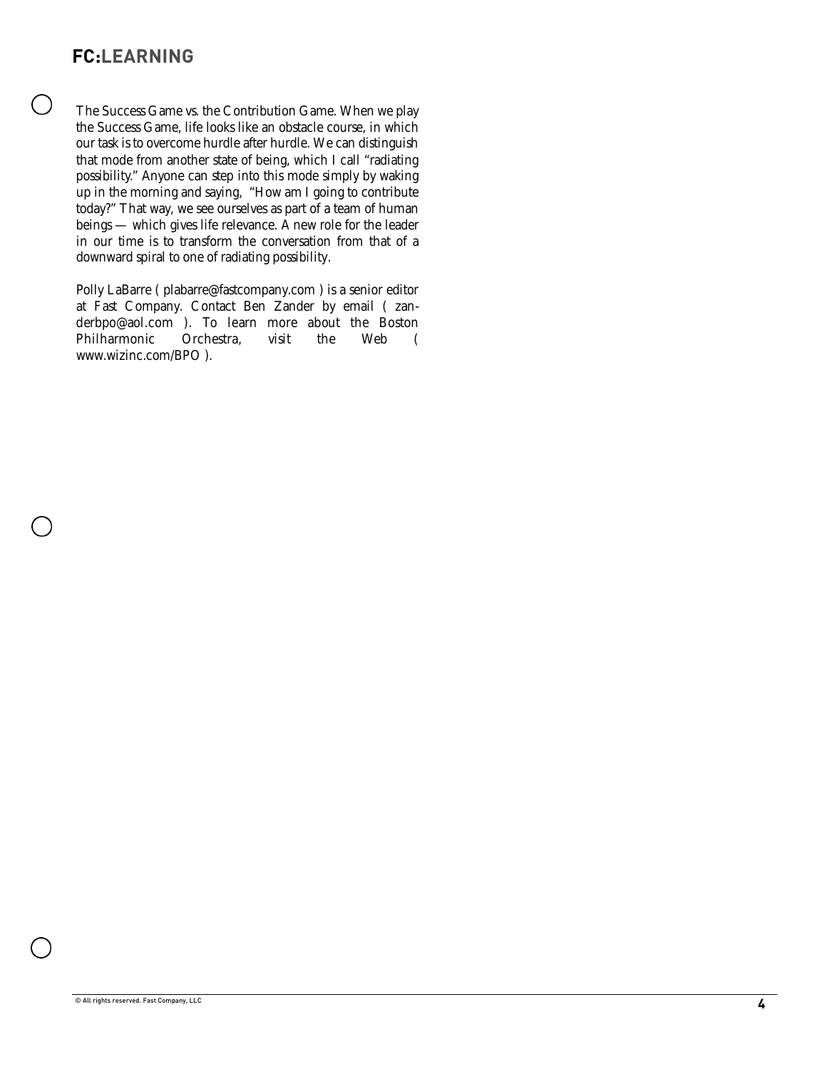The Success Game vs. the Contribution Game. When we play the Success Game, life looks like an obstacle course, in which our task is to overcome hurdle after hurdle. We can distinguish that mode from another state of being, which I call "radiating possibility." Anyone can step into this mode simply by waking up in the morning and saying, "How am I going to contribute today?" That way, we see ourselves as part of a team of human beings — which gives life relevance. A new role for the leader in our time is to transform the conversation from that of a downward spiral to one of radiating possibility.

Polly LaBarre ( plabarre@fastcompany.com ) is a senior editor at Fast Company. Contact Ben Zander by email ( zanderbpo@aol.com ). To learn more about the Boston Philharmonic Orchestra, visit the Web ( www.wizinc.com/BPO ).